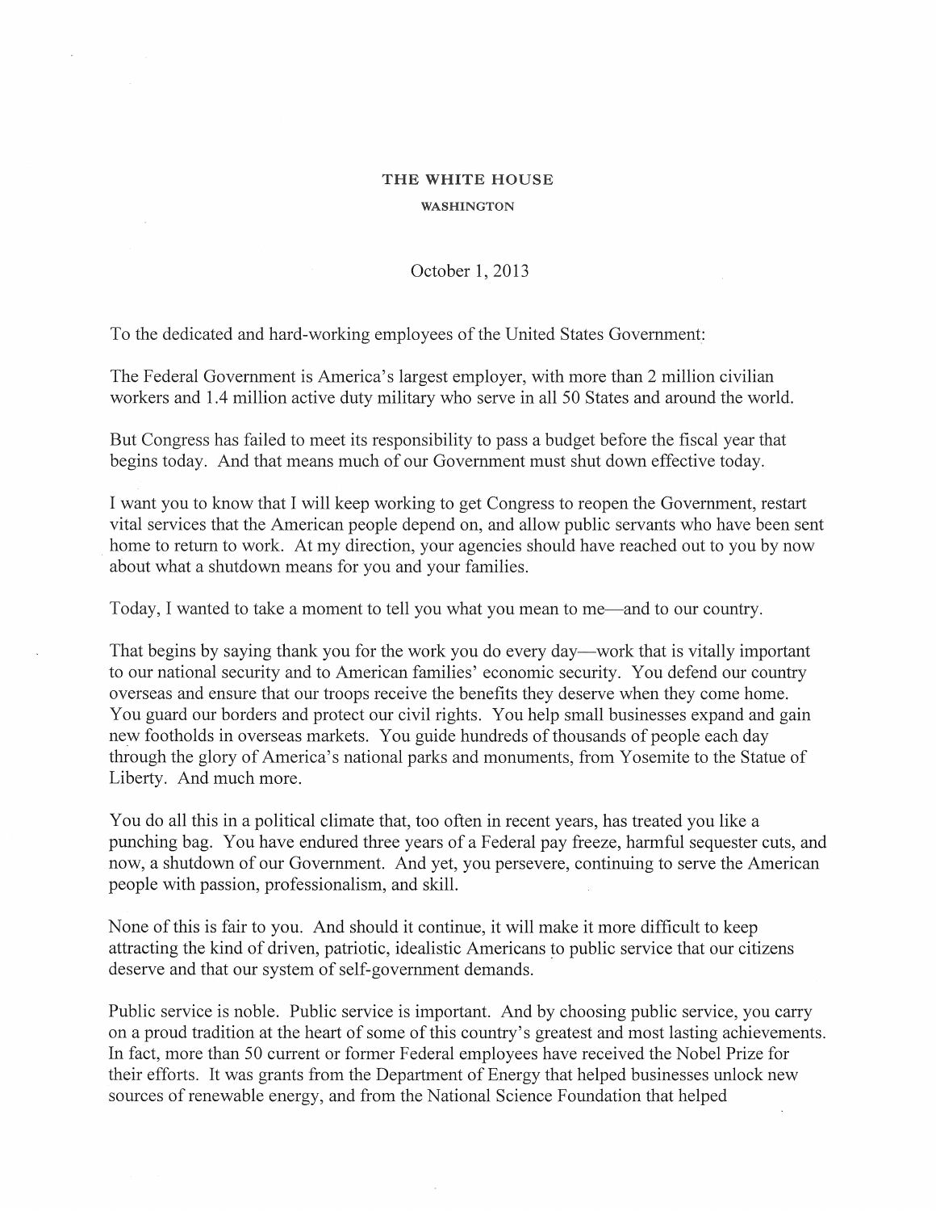**THE WHITE HOUSE**

**WASHINGTON**

October 1, 2013

To the dedicated and hard-working employees of the United States Government:

The Federal Government is America's largest employer, with more than 2 million civilian workers and 1.4 million active duty military who serve in all 50 States and around the world.

But Congress has failed to meet its responsibility to pass a budget before the fiscal year that begins today. And that means much of our Government must shut down effective today.

I want you to know that I will keep working to get Congress to reopen the Government, restart vital services that the American people depend on, and allow public servants who have been sent home to return to work. At my direction, your agencies should have reached out to you by now about what a shutdown means for you and your families.

Today, I wanted to take a moment to tell you what you mean to me—and to our country.

That begins by saying thank you for the work you do every day—work that is vitally important to our national security and to American families' economic security. You defend our country overseas and ensure that our troops receive the benefits they deserve when they come home. You guard our borders and protect our civil rights. You help small businesses expand and gain new footholds in overseas markets. You guide hundreds of thousands of people each day through the glory of America's national parks and monuments, from Yosemite to the Statue of Liberty. And much more.

You do all this in a political climate that, too often in recent years, has treated you like a punching bag. You have endured three years of a Federal pay freeze, harmful sequester cuts, and now, a shutdown of our Government. And yet, you persevere, continuing to serve the American people with passion, professionalism, and skill.

None of this is fair to you. And should it continue, it will make it more difficult to keep attracting the kind of driven, patriotic, idealistic Americans to public service that our citizens deserve and that our system of self-government demands.

Public service is noble. Public service is important. And by choosing public service, you carry on a proud tradition at the heart of some of this country's greatest and most lasting achievements. In fact, more than 50 current or former Federal employees have received the Nobel Prize for their efforts. It was grants from the Department of Energy that helped businesses unlock new sources of renewable energy, and from the National Science Foundation that helped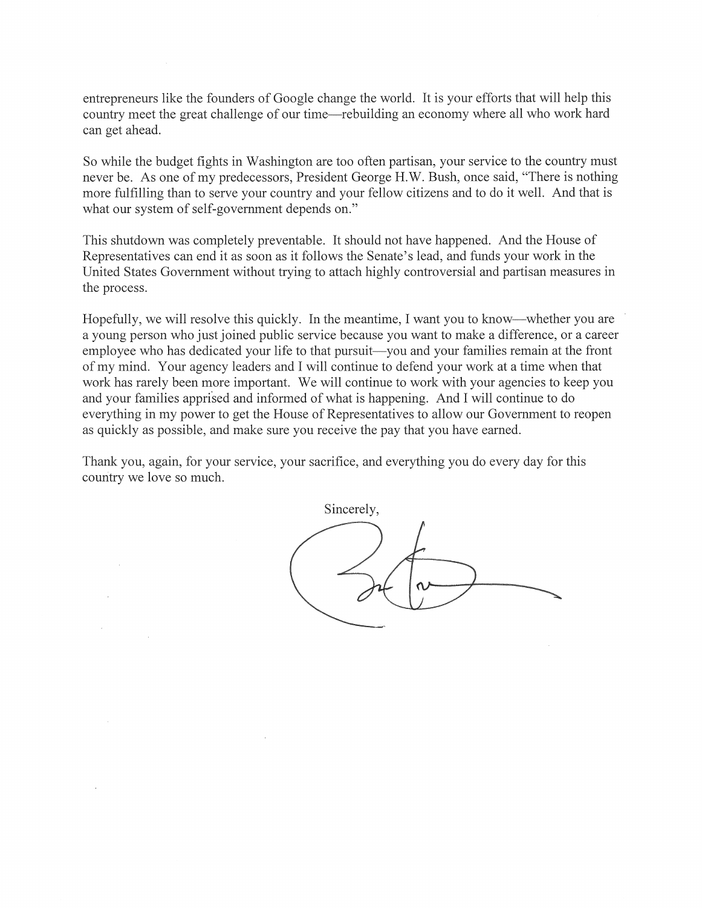entrepreneurs like the founders of Google change the world. It is your efforts that will help this country meet the great challenge of our time—rebuilding an economy where all who work hard can get ahead.

So while the budget fights in Washington are too often partisan, your service to the country must never be. As one of my predecessors, President George H.W. Bush, once said, "There is nothing more fulfilling than to serve your country and your fellow citizens and to do it well. And that is what our system of self-government depends on."

This shutdown was completely preventable. It should not have happened. And the House of Representatives can end it as soon as it follows the Senate's lead, and funds your work in the United States Government without trying to attach highly controversial and partisan measures in the process.

Hopefully, we will resolve this quickly. In the meantime, I want you to know—whether you are a young person who just joined public service because you want to make a difference, or a career employee who has dedicated your life to that pursuit—you and your families remain at the front of my mind. Your agency leaders and I will continue to defend your work at a time when that work has rarely been more important. We will continue to work with your agencies to keep you and your families apprised and informed of what is happening. And I will continue to do everything in my power to get the House of Representatives to allow our Government to reopen as quickly as possible, and make sure you receive the pay that you have earned.

Thank you, again, for your service, your sacrifice, and everything you do every day for this country we love so much.

Sincerely,